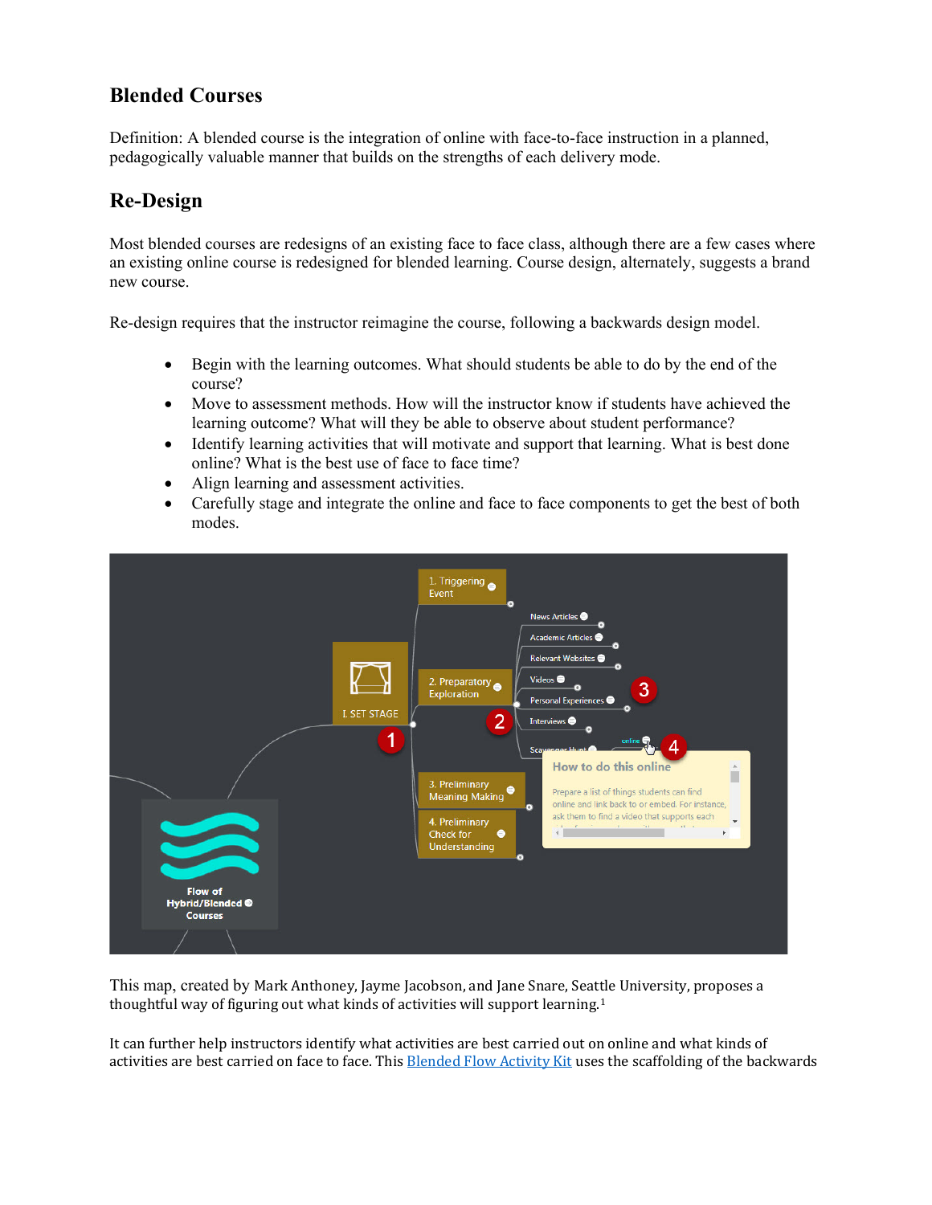## Blended Courses

Definition: A blended course is the integration of online with face-to-face instruction in a planned, pedagogically valuable manner that builds on the strengths of each delivery mode.

## Re-Design

Most blended courses are redesigns of an existing face to face class, although there are a few cases where an existing online course is redesigned for blended learning. Course design, alternately, suggests a brand new course.

Re-design requires that the instructor reimagine the course, following a backwards design model.

- Begin with the learning outcomes. What should students be able to do by the end of the course?
- Move to assessment methods. How will the instructor know if students have achieved the learning outcome? What will they be able to observe about student performance?
- Identify learning activities that will motivate and support that learning. What is best done online? What is the best use of face to face time?
- Align learning and assessment activities.
- Carefully stage and integrate the online and face to face components to get the best of both modes.

This map, created by Mark Anthoney, Jayme Jacobson, and Jane Snare, Seattle University, proposes a thoughtful way of figuring out what kinds of activities will support learning.[1]

It can further help instructors identify what activities are best carried out on online and what kinds of activities are best carried on face to face. This Blended Flow Activity Kit uses the scaffolding of the backwards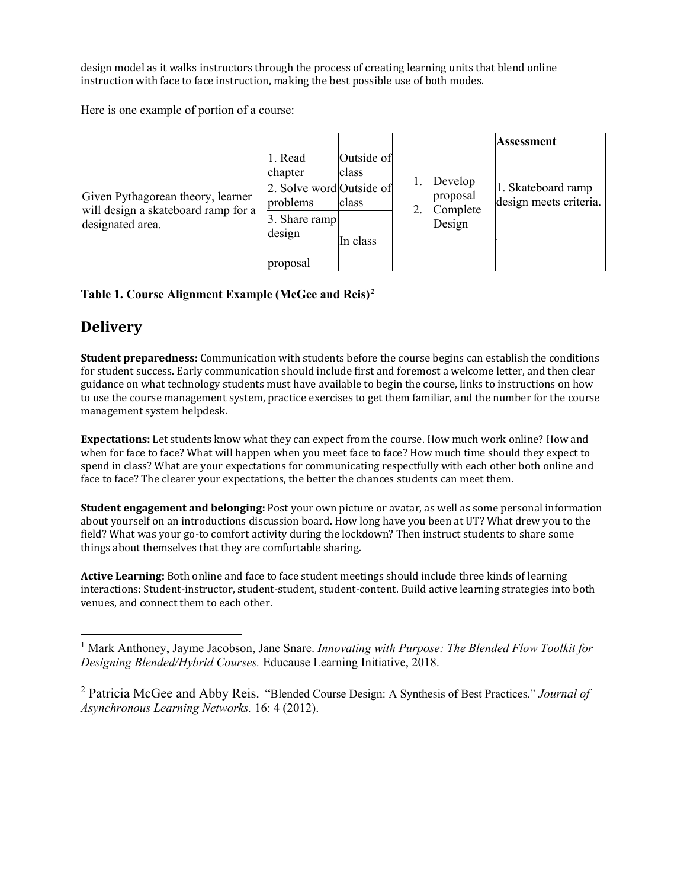design model as it walks instructors through the process of creating learning units that blend online instruction with face to face instruction, making the best possible use of both modes.

Here is one example of portion of a course:

| | | | | Assessment |
|---|---|---|---|---|
| Given Pythagorean theory, learner will design a skateboard ramp for a designated area. | 1. Read chapter | Outside of class | 1. Develop proposal<br>2. Complete Design | 1. Skateboard ramp design meets criteria. |
| | 2. Solve word problems | Outside of class | | |
| | 3. Share ramp design proposal | In class | | |

**Table 1. Course Alignment Example (McGee and Reis)[2]**

## Delivery

**Student preparedness:** Communication with students before the course begins can establish the conditions for student success. Early communication should include first and foremost a welcome letter, and then clear guidance on what technology students must have available to begin the course, links to instructions on how to use the course management system, practice exercises to get them familiar, and the number for the course management system helpdesk.

**Expectations:** Let students know what they can expect from the course. How much work online? How and when for face to face? What will happen when you meet face to face? How much time should they expect to spend in class? What are your expectations for communicating respectfully with each other both online and face to face? The clearer your expectations, the better the chances students can meet them.

**Student engagement and belonging:** Post your own picture or avatar, as well as some personal information about yourself on an introductions discussion board. How long have you been at UT? What drew you to the field? What was your go-to comfort activity during the lockdown? Then instruct students to share some things about themselves that they are comfortable sharing.

**Active Learning:** Both online and face to face student meetings should include three kinds of learning interactions: Student-instructor, student-student, student-content. Build active learning strategies into both venues, and connect them to each other.

---

[1] Mark Anthoney, Jayme Jacobson, Jane Snare. *Innovating with Purpose: The Blended Flow Toolkit for Designing Blended/Hybrid Courses.* Educause Learning Initiative, 2018.

[2] Patricia McGee and Abby Reis. "Blended Course Design: A Synthesis of Best Practices." *Journal of Asynchronous Learning Networks.* 16: 4 (2012).